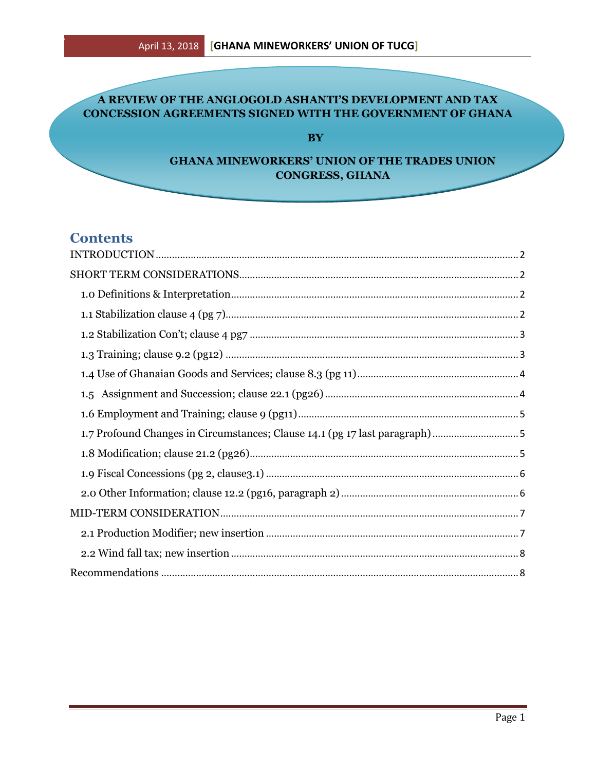# A REVIEW OF THE ANGLOGOLD ASHANTI'S DEVELOPMENT AND TAX CONCESSION AGREEMENTS SIGNED WITH THE GOVERNMENT OF GHANA

**BY**

**GHANA MINEWORKERS' UNION OF THE TRADES UNION CONGRESS, GHANA**

## Contents

INTRODUCTION ..... 2

SHORT TERM CONSIDERATIONS ..... 2

- 1.0 Definitions & Interpretation ..... 2
- 1.1 Stabilization clause 4 (pg 7) ..... 2
- 1.2 Stabilization Con't; clause 4 pg7 ..... 3
- 1.3 Training; clause 9.2 (pg12) ..... 3
- 1.4 Use of Ghanaian Goods and Services; clause 8.3 (pg 11) ..... 4
- 1.5 Assignment and Succession; clause 22.1 (pg26) ..... 4
- 1.6 Employment and Training; clause 9 (pg11) ..... 5
- 1.7 Profound Changes in Circumstances; Clause 14.1 (pg 17 last paragraph) ..... 5
- 1.8 Modification; clause 21.2 (pg26) ..... 5
- 1.9 Fiscal Concessions (pg 2, clause3.1) ..... 6
- 2.0 Other Information; clause 12.2 (pg16, paragraph 2) ..... 6

MID-TERM CONSIDERATION ..... 7

- 2.1 Production Modifier; new insertion ..... 7
- 2.2 Wind fall tax; new insertion ..... 8

Recommendations ..... 8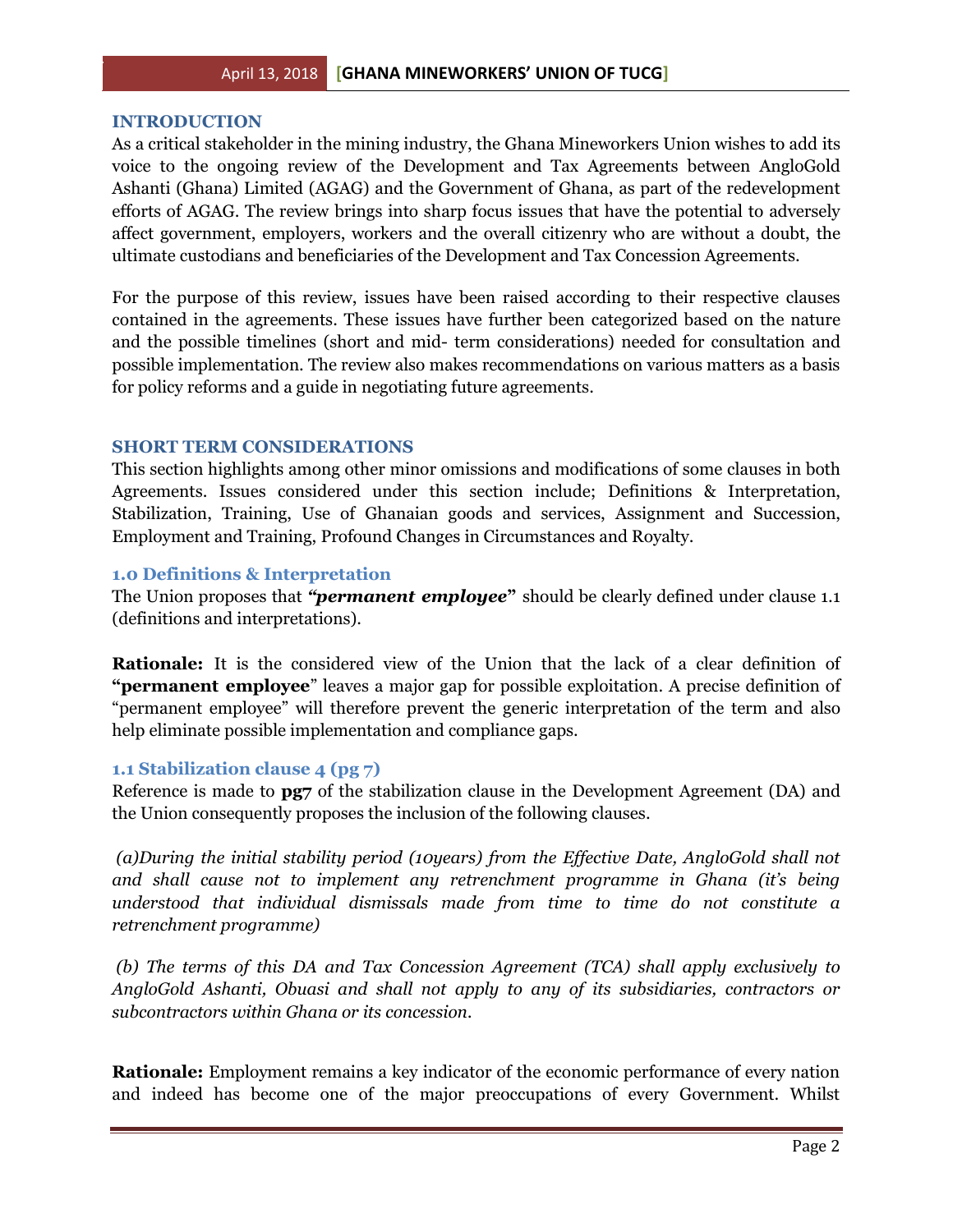## INTRODUCTION

As a critical stakeholder in the mining industry, the Ghana Mineworkers Union wishes to add its voice to the ongoing review of the Development and Tax Agreements between AngloGold Ashanti (Ghana) Limited (AGAG) and the Government of Ghana, as part of the redevelopment efforts of AGAG. The review brings into sharp focus issues that have the potential to adversely affect government, employers, workers and the overall citizenry who are without a doubt, the ultimate custodians and beneficiaries of the Development and Tax Concession Agreements.

For the purpose of this review, issues have been raised according to their respective clauses contained in the agreements. These issues have further been categorized based on the nature and the possible timelines (short and mid- term considerations) needed for consultation and possible implementation. The review also makes recommendations on various matters as a basis for policy reforms and a guide in negotiating future agreements.

## SHORT TERM CONSIDERATIONS

This section highlights among other minor omissions and modifications of some clauses in both Agreements. Issues considered under this section include; Definitions & Interpretation, Stabilization, Training, Use of Ghanaian goods and services, Assignment and Succession, Employment and Training, Profound Changes in Circumstances and Royalty.

### 1.0 Definitions & Interpretation

The Union proposes that ***"permanent employee*"** should be clearly defined under clause 1.1 (definitions and interpretations).

**Rationale:** It is the considered view of the Union that the lack of a clear definition of **"permanent employee**" leaves a major gap for possible exploitation. A precise definition of "permanent employee" will therefore prevent the generic interpretation of the term and also help eliminate possible implementation and compliance gaps.

### 1.1 Stabilization clause 4 (pg 7)

Reference is made to **pg7** of the stabilization clause in the Development Agreement (DA) and the Union consequently proposes the inclusion of the following clauses.

*(a)During the initial stability period (10years) from the Effective Date, AngloGold shall not and shall cause not to implement any retrenchment programme in Ghana (it's being understood that individual dismissals made from time to time do not constitute a retrenchment programme)*

*(b) The terms of this DA and Tax Concession Agreement (TCA) shall apply exclusively to AngloGold Ashanti, Obuasi and shall not apply to any of its subsidiaries, contractors or subcontractors within Ghana or its concession.*

**Rationale:** Employment remains a key indicator of the economic performance of every nation and indeed has become one of the major preoccupations of every Government. Whilst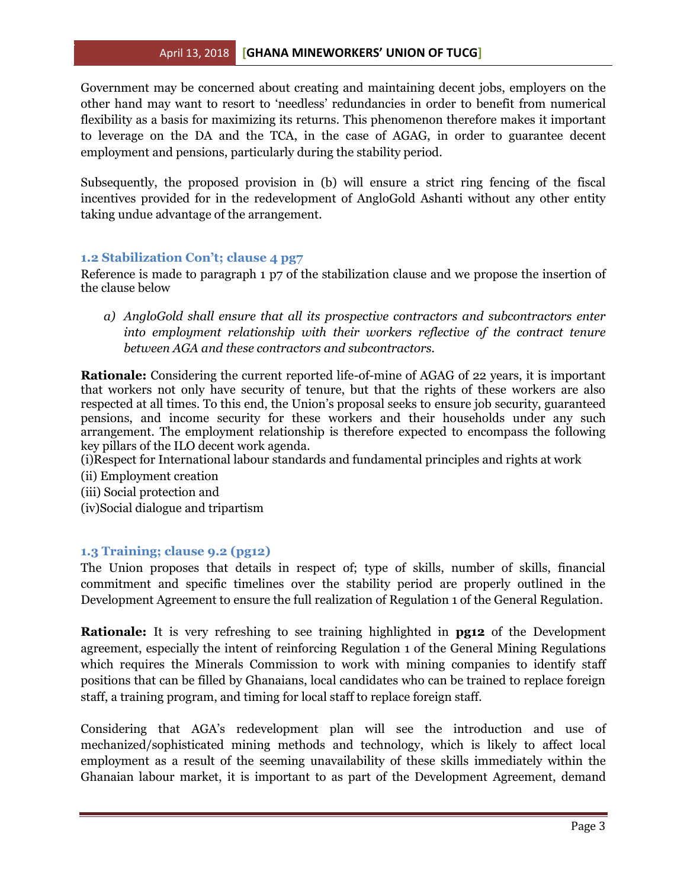Government may be concerned about creating and maintaining decent jobs, employers on the other hand may want to resort to 'needless' redundancies in order to benefit from numerical flexibility as a basis for maximizing its returns. This phenomenon therefore makes it important to leverage on the DA and the TCA, in the case of AGAG, in order to guarantee decent employment and pensions, particularly during the stability period.

Subsequently, the proposed provision in (b) will ensure a strict ring fencing of the fiscal incentives provided for in the redevelopment of AngloGold Ashanti without any other entity taking undue advantage of the arrangement.

### 1.2 Stabilization Con't; clause 4 pg7

Reference is made to paragraph 1 p7 of the stabilization clause and we propose the insertion of the clause below

a) *AngloGold shall ensure that all its prospective contractors and subcontractors enter into employment relationship with their workers reflective of the contract tenure between AGA and these contractors and subcontractors.*

**Rationale:** Considering the current reported life-of-mine of AGAG of 22 years, it is important that workers not only have security of tenure, but that the rights of these workers are also respected at all times. To this end, the Union's proposal seeks to ensure job security, guaranteed pensions, and income security for these workers and their households under any such arrangement. The employment relationship is therefore expected to encompass the following key pillars of the ILO decent work agenda.

(i)Respect for International labour standards and fundamental principles and rights at work
(ii) Employment creation
(iii) Social protection and
(iv)Social dialogue and tripartism

### 1.3 Training; clause 9.2 (pg12)

The Union proposes that details in respect of; type of skills, number of skills, financial commitment and specific timelines over the stability period are properly outlined in the Development Agreement to ensure the full realization of Regulation 1 of the General Regulation.

**Rationale:** It is very refreshing to see training highlighted in **pg12** of the Development agreement, especially the intent of reinforcing Regulation 1 of the General Mining Regulations which requires the Minerals Commission to work with mining companies to identify staff positions that can be filled by Ghanaians, local candidates who can be trained to replace foreign staff, a training program, and timing for local staff to replace foreign staff.

Considering that AGA's redevelopment plan will see the introduction and use of mechanized/sophisticated mining methods and technology, which is likely to affect local employment as a result of the seeming unavailability of these skills immediately within the Ghanaian labour market, it is important to as part of the Development Agreement, demand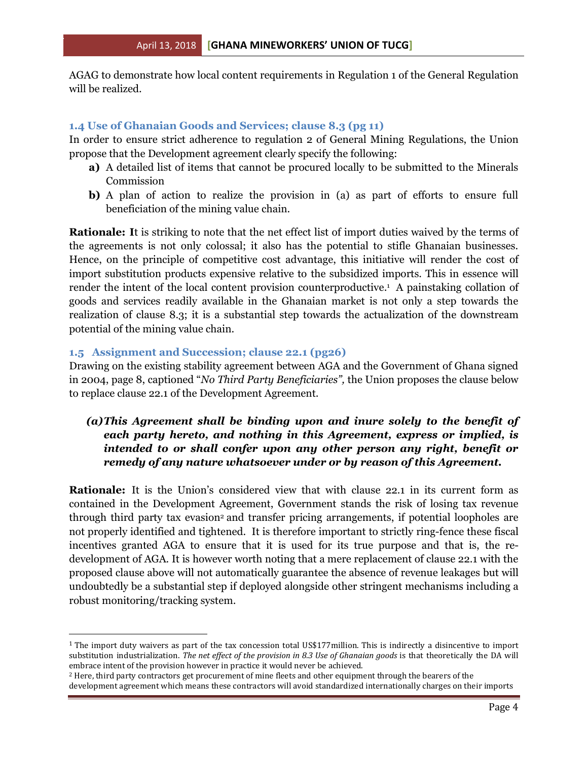AGAG to demonstrate how local content requirements in Regulation 1 of the General Regulation will be realized.

### 1.4 Use of Ghanaian Goods and Services; clause 8.3 (pg 11)

In order to ensure strict adherence to regulation 2 of General Mining Regulations, the Union propose that the Development agreement clearly specify the following:

- **a)** A detailed list of items that cannot be procured locally to be submitted to the Minerals Commission
- **b)** A plan of action to realize the provision in (a) as part of efforts to ensure full beneficiation of the mining value chain.

**Rationale: I**t is striking to note that the net effect list of import duties waived by the terms of the agreements is not only colossal; it also has the potential to stifle Ghanaian businesses. Hence, on the principle of competitive cost advantage, this initiative will render the cost of import substitution products expensive relative to the subsidized imports. This in essence will render the intent of the local content provision counterproductive.[1] A painstaking collation of goods and services readily available in the Ghanaian market is not only a step towards the realization of clause 8.3; it is a substantial step towards the actualization of the downstream potential of the mining value chain.

### 1.5 Assignment and Succession; clause 22.1 (pg26)

Drawing on the existing stability agreement between AGA and the Government of Ghana signed in 2004, page 8, captioned "*No Third Party Beneficiaries",* the Union proposes the clause below to replace clause 22.1 of the Development Agreement.

> ***(a) This Agreement shall be binding upon and inure solely to the benefit of each party hereto, and nothing in this Agreement, express or implied, is intended to or shall confer upon any other person any right, benefit or remedy of any nature whatsoever under or by reason of this Agreement.***

**Rationale:** It is the Union's considered view that with clause 22.1 in its current form as contained in the Development Agreement, Government stands the risk of losing tax revenue through third party tax evasion[2] and transfer pricing arrangements, if potential loopholes are not properly identified and tightened. It is therefore important to strictly ring-fence these fiscal incentives granted AGA to ensure that it is used for its true purpose and that is, the re-development of AGA. It is however worth noting that a mere replacement of clause 22.1 with the proposed clause above will not automatically guarantee the absence of revenue leakages but will undoubtedly be a substantial step if deployed alongside other stringent mechanisms including a robust monitoring/tracking system.

---

[1] The import duty waivers as part of the tax concession total US$177million. This is indirectly a disincentive to import substitution industrialization. *The net effect of the provision in 8.3 Use of Ghanaian goods* is that theoretically the DA will embrace intent of the provision however in practice it would never be achieved.

[2] Here, third party contractors get procurement of mine fleets and other equipment through the bearers of the development agreement which means these contractors will avoid standardized internationally charges on their imports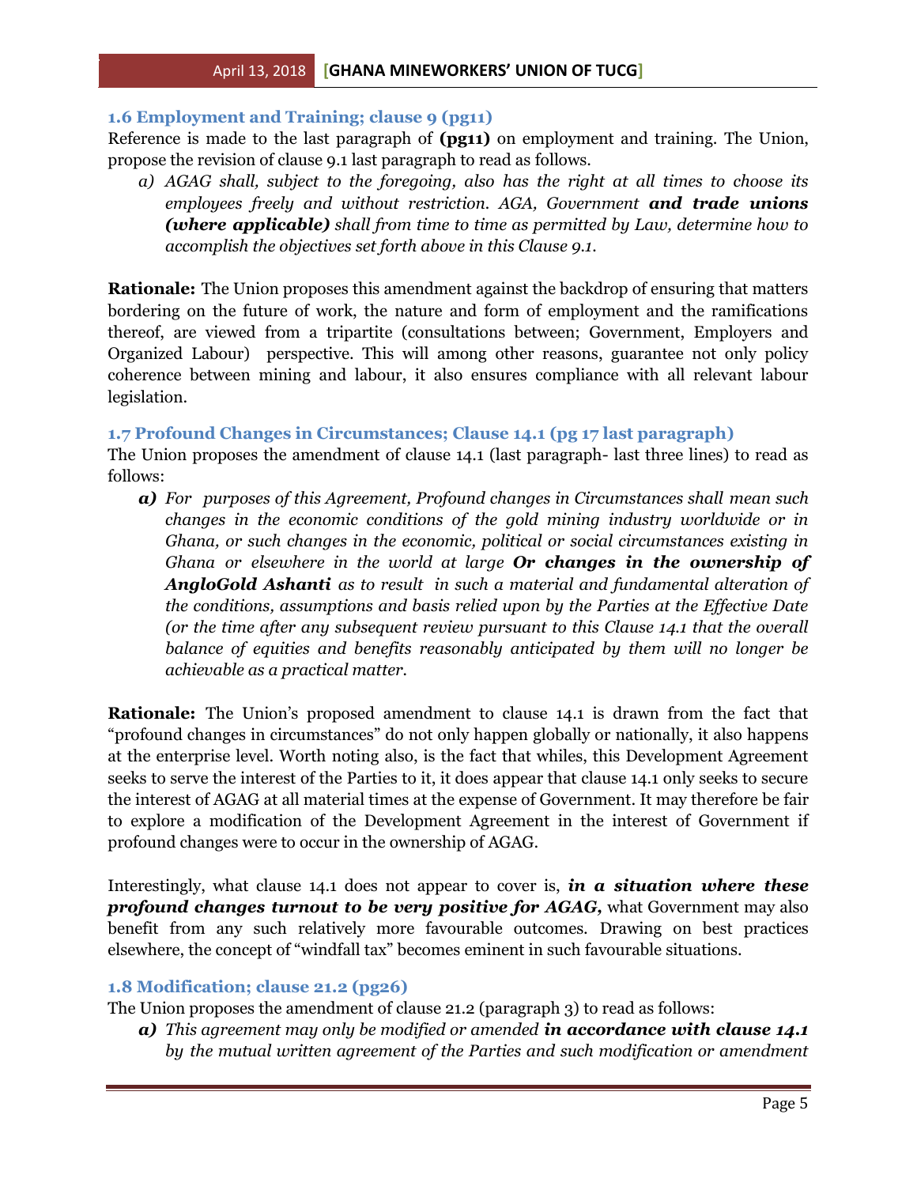### 1.6 Employment and Training; clause 9 (pg11)

Reference is made to the last paragraph of **(pg11)** on employment and training. The Union, propose the revision of clause 9.1 last paragraph to read as follows.

a) *AGAG shall, subject to the foregoing, also has the right at all times to choose its employees freely and without restriction. AGA, Government* ***and trade unions (where applicable)*** *shall from time to time as permitted by Law, determine how to accomplish the objectives set forth above in this Clause 9.1.*

**Rationale:** The Union proposes this amendment against the backdrop of ensuring that matters bordering on the future of work, the nature and form of employment and the ramifications thereof, are viewed from a tripartite (consultations between; Government, Employers and Organized Labour) perspective. This will among other reasons, guarantee not only policy coherence between mining and labour, it also ensures compliance with all relevant labour legislation.

### 1.7 Profound Changes in Circumstances; Clause 14.1 (pg 17 last paragraph)

The Union proposes the amendment of clause 14.1 (last paragraph- last three lines) to read as follows:

***a)*** *For purposes of this Agreement, Profound changes in Circumstances shall mean such changes in the economic conditions of the gold mining industry worldwide or in Ghana, or such changes in the economic, political or social circumstances existing in Ghana or elsewhere in the world at large* ***Or changes in the ownership of AngloGold Ashanti*** *as to result in such a material and fundamental alteration of the conditions, assumptions and basis relied upon by the Parties at the Effective Date (or the time after any subsequent review pursuant to this Clause 14.1 that the overall balance of equities and benefits reasonably anticipated by them will no longer be achievable as a practical matter.*

**Rationale:** The Union's proposed amendment to clause 14.1 is drawn from the fact that "profound changes in circumstances" do not only happen globally or nationally, it also happens at the enterprise level. Worth noting also, is the fact that whiles, this Development Agreement seeks to serve the interest of the Parties to it, it does appear that clause 14.1 only seeks to secure the interest of AGAG at all material times at the expense of Government. It may therefore be fair to explore a modification of the Development Agreement in the interest of Government if profound changes were to occur in the ownership of AGAG.

Interestingly, what clause 14.1 does not appear to cover is, ***in a situation where these profound changes turnout to be very positive for AGAG,*** what Government may also benefit from any such relatively more favourable outcomes. Drawing on best practices elsewhere, the concept of "windfall tax" becomes eminent in such favourable situations.

### 1.8 Modification; clause 21.2 (pg26)

The Union proposes the amendment of clause 21.2 (paragraph 3) to read as follows:

***a)*** *This agreement may only be modified or amended* ***in accordance with clause 14.1*** *by the mutual written agreement of the Parties and such modification or amendment*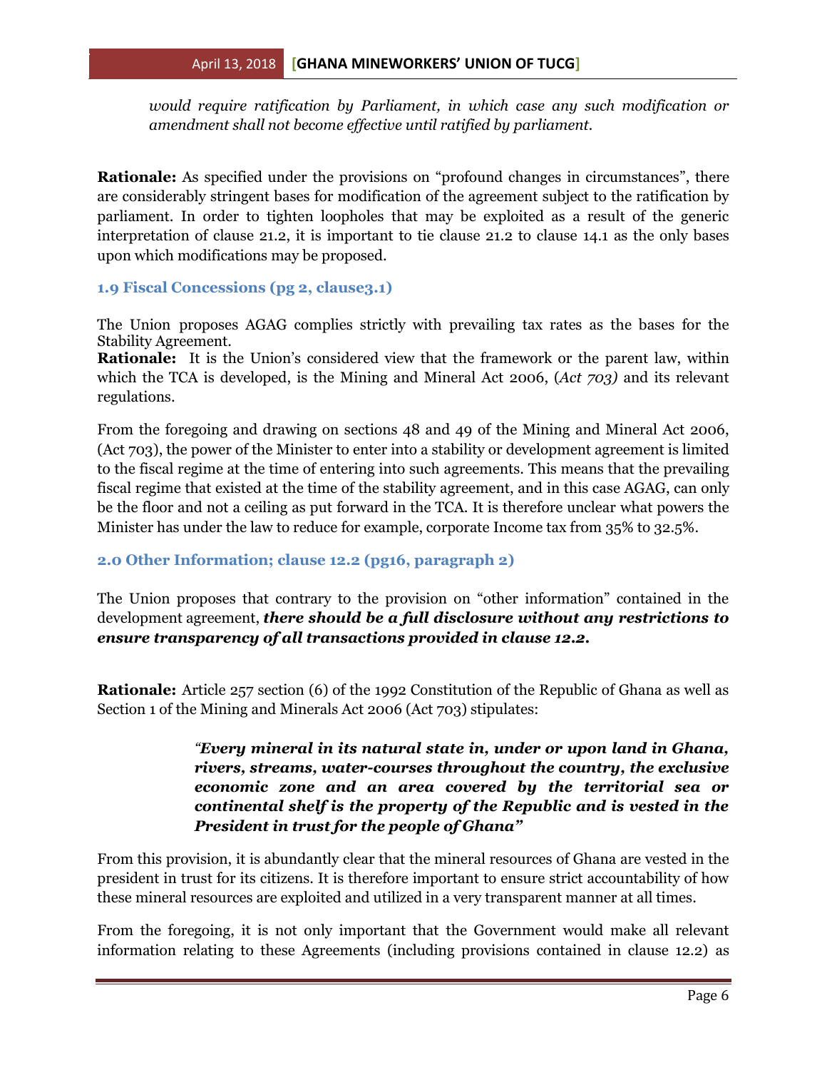*would require ratification by Parliament, in which case any such modification or amendment shall not become effective until ratified by parliament.*

**Rationale:** As specified under the provisions on "profound changes in circumstances", there are considerably stringent bases for modification of the agreement subject to the ratification by parliament. In order to tighten loopholes that may be exploited as a result of the generic interpretation of clause 21.2, it is important to tie clause 21.2 to clause 14.1 as the only bases upon which modifications may be proposed.

### 1.9 Fiscal Concessions (pg 2, clause3.1)

The Union proposes AGAG complies strictly with prevailing tax rates as the bases for the Stability Agreement.
**Rationale:** It is the Union's considered view that the framework or the parent law, within which the TCA is developed, is the Mining and Mineral Act 2006, (*Act 703)* and its relevant regulations.

From the foregoing and drawing on sections 48 and 49 of the Mining and Mineral Act 2006, (Act 703), the power of the Minister to enter into a stability or development agreement is limited to the fiscal regime at the time of entering into such agreements. This means that the prevailing fiscal regime that existed at the time of the stability agreement, and in this case AGAG, can only be the floor and not a ceiling as put forward in the TCA. It is therefore unclear what powers the Minister has under the law to reduce for example, corporate Income tax from 35% to 32.5%.

### 2.0 Other Information; clause 12.2 (pg16, paragraph 2)

The Union proposes that contrary to the provision on "other information" contained in the development agreement, ***there should be a full disclosure without any restrictions to ensure transparency of all transactions provided in clause 12.2.***

**Rationale:** Article 257 section (6) of the 1992 Constitution of the Republic of Ghana as well as Section 1 of the Mining and Minerals Act 2006 (Act 703) stipulates:

> ***"Every mineral in its natural state in, under or upon land in Ghana, rivers, streams, water-courses throughout the country, the exclusive economic zone and an area covered by the territorial sea or continental shelf is the property of the Republic and is vested in the President in trust for the people of Ghana"***

From this provision, it is abundantly clear that the mineral resources of Ghana are vested in the president in trust for its citizens. It is therefore important to ensure strict accountability of how these mineral resources are exploited and utilized in a very transparent manner at all times.

From the foregoing, it is not only important that the Government would make all relevant information relating to these Agreements (including provisions contained in clause 12.2) as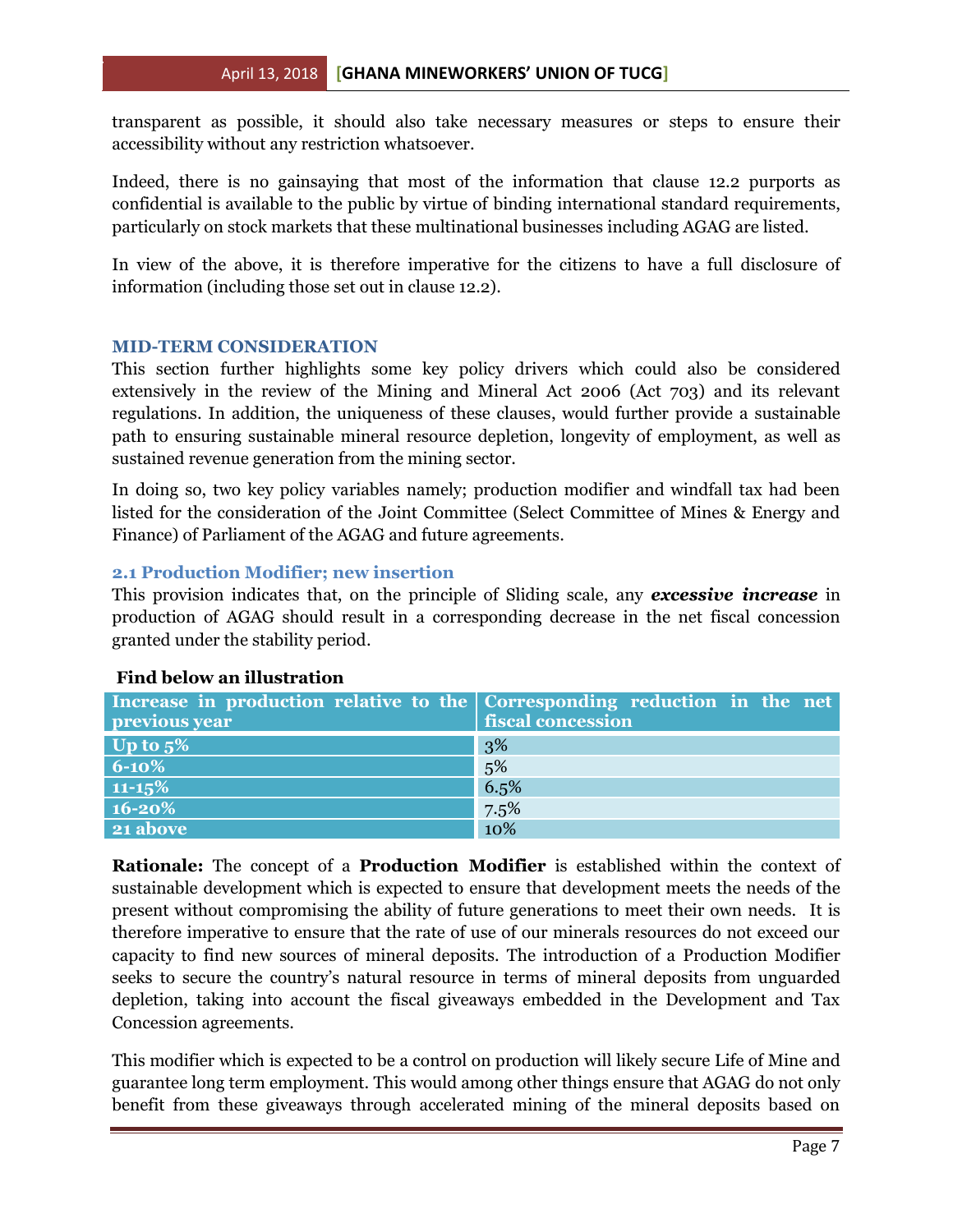transparent as possible, it should also take necessary measures or steps to ensure their accessibility without any restriction whatsoever.

Indeed, there is no gainsaying that most of the information that clause 12.2 purports as confidential is available to the public by virtue of binding international standard requirements, particularly on stock markets that these multinational businesses including AGAG are listed.

In view of the above, it is therefore imperative for the citizens to have a full disclosure of information (including those set out in clause 12.2).

## MID-TERM CONSIDERATION

This section further highlights some key policy drivers which could also be considered extensively in the review of the Mining and Mineral Act 2006 (Act 703) and its relevant regulations. In addition, the uniqueness of these clauses, would further provide a sustainable path to ensuring sustainable mineral resource depletion, longevity of employment, as well as sustained revenue generation from the mining sector.

In doing so, two key policy variables namely; production modifier and windfall tax had been listed for the consideration of the Joint Committee (Select Committee of Mines & Energy and Finance) of Parliament of the AGAG and future agreements.

### 2.1 Production Modifier; new insertion

This provision indicates that, on the principle of Sliding scale, any ***excessive increase*** in production of AGAG should result in a corresponding decrease in the net fiscal concession granted under the stability period.

**Find below an illustration**

| Increase in production relative to the previous year | Corresponding reduction in the net fiscal concession |
|---|---|
| Up to 5% | 3% |
| 6-10% | 5% |
| 11-15% | 6.5% |
| 16-20% | 7.5% |
| 21 above | 10% |

**Rationale:** The concept of a **Production Modifier** is established within the context of sustainable development which is expected to ensure that development meets the needs of the present without compromising the ability of future generations to meet their own needs. It is therefore imperative to ensure that the rate of use of our minerals resources do not exceed our capacity to find new sources of mineral deposits. The introduction of a Production Modifier seeks to secure the country's natural resource in terms of mineral deposits from unguarded depletion, taking into account the fiscal giveaways embedded in the Development and Tax Concession agreements.

This modifier which is expected to be a control on production will likely secure Life of Mine and guarantee long term employment. This would among other things ensure that AGAG do not only benefit from these giveaways through accelerated mining of the mineral deposits based on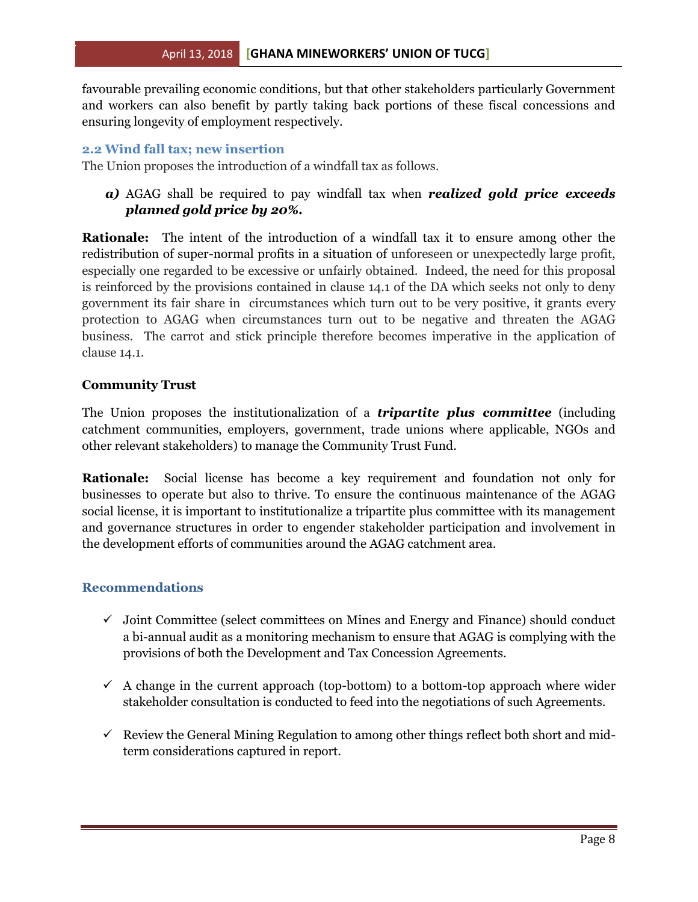favourable prevailing economic conditions, but that other stakeholders particularly Government and workers can also benefit by partly taking back portions of these fiscal concessions and ensuring longevity of employment respectively.

### 2.2 Wind fall tax; new insertion

The Union proposes the introduction of a windfall tax as follows.

***a)*** AGAG shall be required to pay windfall tax when ***realized gold price exceeds planned gold price by 20%.***

**Rationale:** The intent of the introduction of a windfall tax it to ensure among other the redistribution of super-normal profits in a situation of unforeseen or unexpectedly large profit, especially one regarded to be excessive or unfairly obtained. Indeed, the need for this proposal is reinforced by the provisions contained in clause 14.1 of the DA which seeks not only to deny government its fair share in circumstances which turn out to be very positive, it grants every protection to AGAG when circumstances turn out to be negative and threaten the AGAG business. The carrot and stick principle therefore becomes imperative in the application of clause 14.1.

**Community Trust**

The Union proposes the institutionalization of a ***tripartite plus committee*** (including catchment communities, employers, government, trade unions where applicable, NGOs and other relevant stakeholders) to manage the Community Trust Fund.

**Rationale:** Social license has become a key requirement and foundation not only for businesses to operate but also to thrive. To ensure the continuous maintenance of the AGAG social license, it is important to institutionalize a tripartite plus committee with its management and governance structures in order to engender stakeholder participation and involvement in the development efforts of communities around the AGAG catchment area.

### Recommendations

- ✓ Joint Committee (select committees on Mines and Energy and Finance) should conduct a bi-annual audit as a monitoring mechanism to ensure that AGAG is complying with the provisions of both the Development and Tax Concession Agreements.
- ✓ A change in the current approach (top-bottom) to a bottom-top approach where wider stakeholder consultation is conducted to feed into the negotiations of such Agreements.
- ✓ Review the General Mining Regulation to among other things reflect both short and mid-term considerations captured in report.